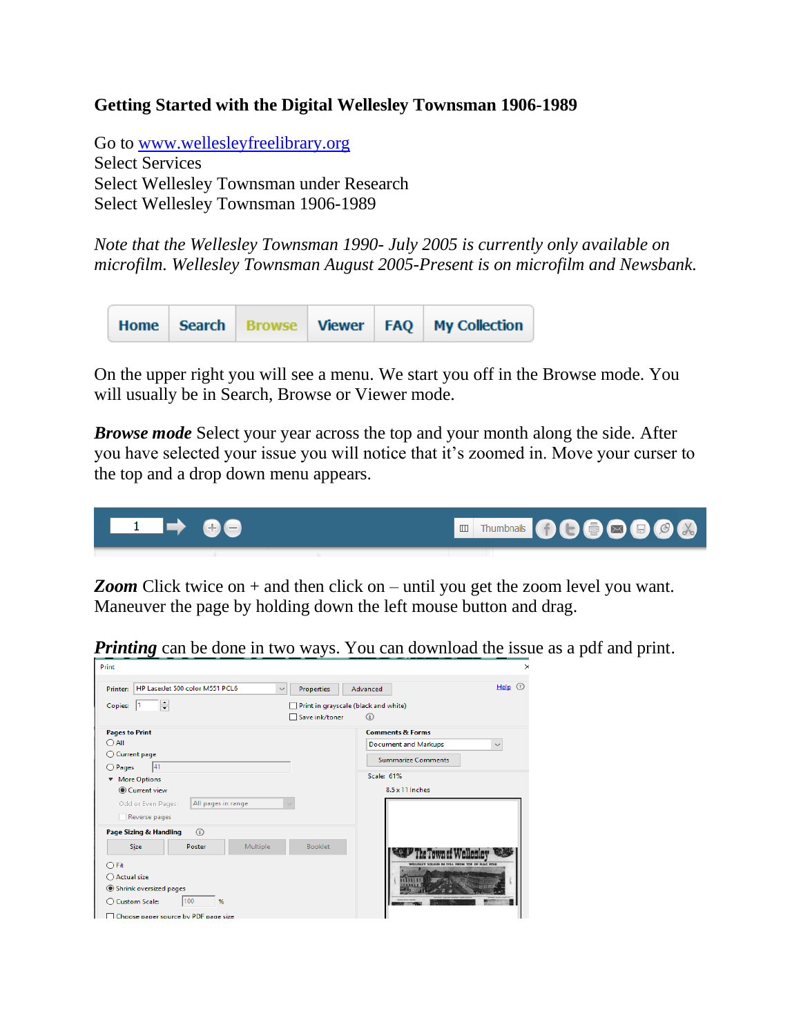**Getting Started with the Digital Wellesley Townsman 1906-1989**

Go to [www.wellesleyfreelibrary.org](http://www.wellesleyfreelibrary.org)
Select Services
Select Wellesley Townsman under Research
Select Wellesley Townsman 1906-1989

*Note that the Wellesley Townsman 1990- July 2005 is currently only available on microfilm. Wellesley Townsman August 2005-Present is on microfilm and Newsbank.*

On the upper right you will see a menu. We start you off in the Browse mode. You will usually be in Search, Browse or Viewer mode.

***Browse mode*** Select your year across the top and your month along the side. After you have selected your issue you will notice that it's zoomed in. Move your curser to the top and a drop down menu appears.

***Zoom*** Click twice on + and then click on – until you get the zoom level you want. Maneuver the page by holding down the left mouse button and drag.

***Printing*** can be done in two ways. You can download the issue as a pdf and print.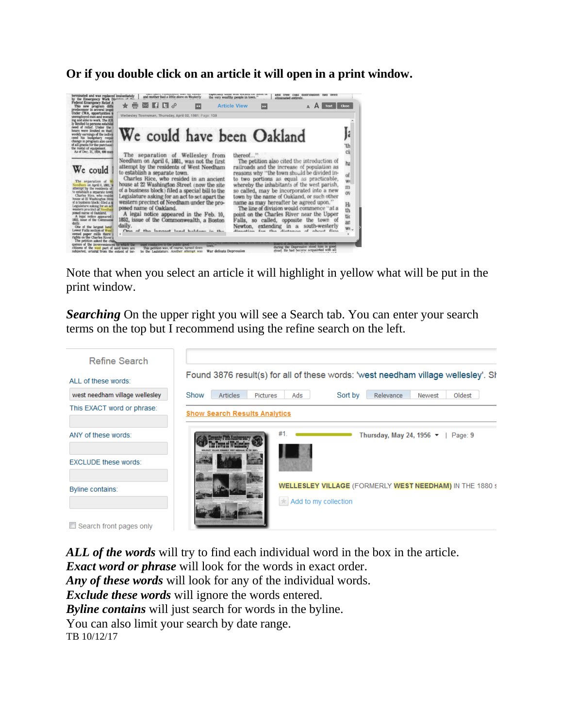**Or if you double click on an article it will open in a print window.**

Note that when you select an article it will highlight in yellow what will be put in the print window.

***Searching*** On the upper right you will see a Search tab. You can enter your search terms on the top but I recommend using the refine search on the left.

***ALL of the words*** will try to find each individual word in the box in the article.
***Exact word or phrase*** will look for the words in exact order.
***Any of these words*** will look for any of the individual words.
***Exclude these words*** will ignore the words entered.
***Byline contains*** will just search for words in the byline.
You can also limit your search by date range.
TB 10/12/17